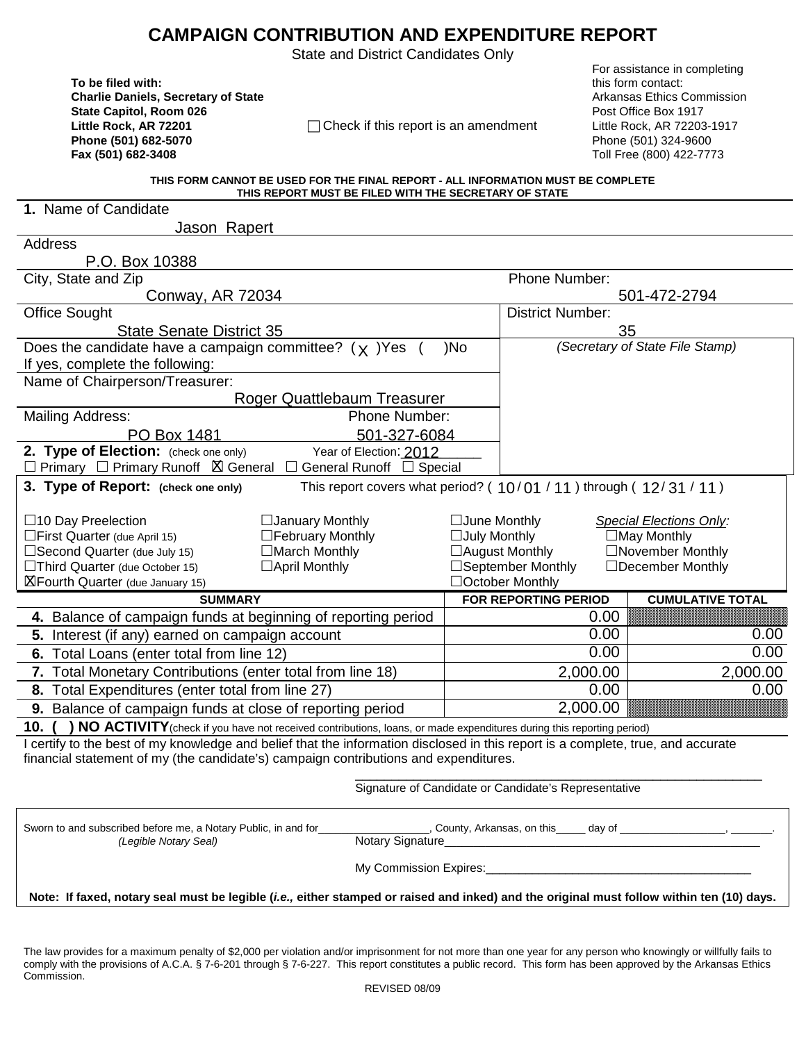# CAMPAIGN CONTRIBUTION AND EXPENDITURE REPORT

State and District Candidates Only

**To be filed with:**
**Charlie Daniels, Secretary of State**
**State Capitol, Room 026**
**Little Rock, AR 72201**
**Phone (501) 682-5070**
**Fax (501) 682-3408**

☐ Check if this report is an amendment

For assistance in completing this form contact:
Arkansas Ethics Commission
Post Office Box 1917
Little Rock, AR 72203-1917
Phone (501) 324-9600
Toll Free (800) 422-7773

**THIS FORM CANNOT BE USED FOR THE FINAL REPORT - ALL INFORMATION MUST BE COMPLETE**
**THIS REPORT MUST BE FILED WITH THE SECRETARY OF STATE**

**1.** Name of Candidate: Jason Rapert

Address: P.O. Box 10388

City, State and Zip: Conway, AR 72034

Phone Number: 501-472-2794

Office Sought: State Senate District 35

District Number: 35

Does the candidate have a campaign committee? ( X )Yes ( )No

If yes, complete the following:

Name of Chairperson/Treasurer: Roger Quattlebaum Treasurer

Mailing Address: PO Box 1481

Phone Number: 501-327-6084

*(Secretary of State File Stamp)*

**2. Type of Election:** (check one only) Year of Election: 2012

☐ Primary ☐ Primary Runoff ☒ General ☐ General Runoff ☐ Special

**3. Type of Report: (check one only)** This report covers what period? ( 10 / 01 / 11 ) through ( 12 / 31 / 11 )

☐10 Day Preelection
☐First Quarter (due April 15)
☐Second Quarter (due July 15)
☐Third Quarter (due October 15)
☒Fourth Quarter (due January 15)

☐January Monthly
☐February Monthly
☐March Monthly
☐April Monthly

☐June Monthly
☐July Monthly
☐August Monthly
☐September Monthly
☐October Monthly

*Special Elections Only:*
☐May Monthly
☐November Monthly
☐December Monthly

| SUMMARY | FOR REPORTING PERIOD | CUMULATIVE TOTAL |
|---|---|---|
| **4.** Balance of campaign funds at beginning of reporting period | 0.00 | |
| **5.** Interest (if any) earned on campaign account | 0.00 | 0.00 |
| **6.** Total Loans (enter total from line 12) | 0.00 | 0.00 |
| **7.** Total Monetary Contributions (enter total from line 18) | 2,000.00 | 2,000.00 |
| **8.** Total Expenditures (enter total from line 27) | 0.00 | 0.00 |
| **9.** Balance of campaign funds at close of reporting period | 2,000.00 | |

**10. ( ) NO ACTIVITY** (check if you have not received contributions, loans, or made expenditures during this reporting period)

I certify to the best of my knowledge and belief that the information disclosed in this report is a complete, true, and accurate financial statement of my (the candidate's) campaign contributions and expenditures.

\_\_\_\_\_\_\_\_\_\_\_\_\_\_\_\_\_\_\_\_\_\_\_\_\_\_\_\_\_\_\_\_\_\_\_\_\_\_\_\_
Signature of Candidate or Candidate's Representative

Sworn to and subscribed before me, a Notary Public, in and for\_\_\_\_\_\_\_\_\_\_\_\_\_\_\_\_, County, Arkansas, on this\_\_\_\_\_ day of \_\_\_\_\_\_\_\_\_\_\_\_\_\_\_, \_\_\_\_\_\_.

*(Legible Notary Seal)* Notary Signature\_\_\_\_\_\_\_\_\_\_\_\_\_\_\_\_\_\_\_\_\_\_\_\_\_\_\_\_\_\_\_\_\_\_\_\_

My Commission Expires:\_\_\_\_\_\_\_\_\_\_\_\_\_\_\_\_\_\_\_\_\_\_\_\_\_\_\_\_\_\_\_\_

**Note: If faxed, notary seal must be legible (*i.e.,* either stamped or raised and inked) and the original must follow within ten (10) days.**

The law provides for a maximum penalty of $2,000 per violation and/or imprisonment for not more than one year for any person who knowingly or willfully fails to comply with the provisions of A.C.A. § 7-6-201 through § 7-6-227. This report constitutes a public record. This form has been approved by the Arkansas Ethics Commission.

REVISED 08/09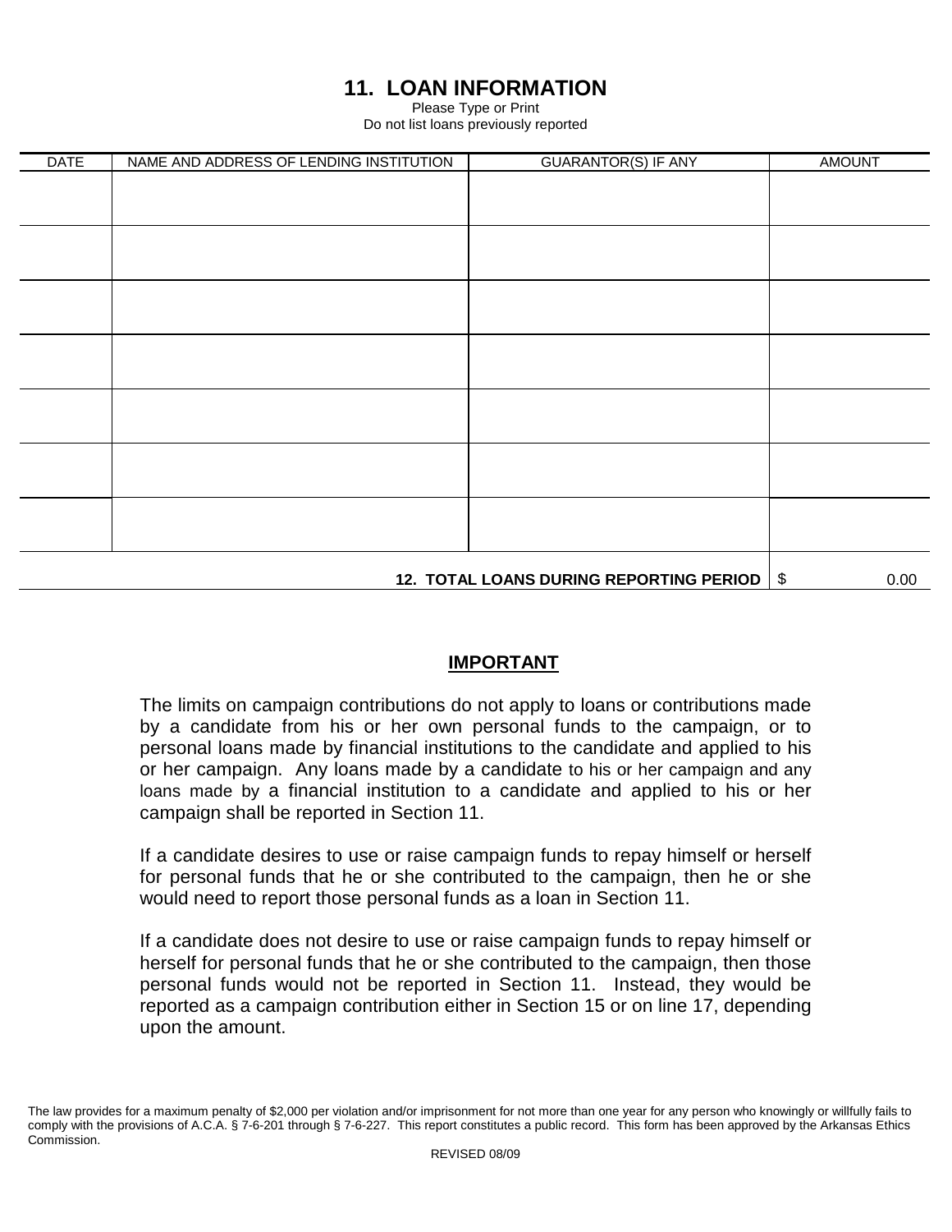# 11. LOAN INFORMATION

Please Type or Print
Do not list loans previously reported

| DATE | NAME AND ADDRESS OF LENDING INSTITUTION | GUARANTOR(S) IF ANY | AMOUNT |
|---|---|---|---|
| | | | |
| | | | |
| | | | |
| | | | |
| | | | |
| | | | |
| | | | |
| | | **12. TOTAL LOANS DURING REPORTING PERIOD** | $ 0.00 |

## IMPORTANT

The limits on campaign contributions do not apply to loans or contributions made by a candidate from his or her own personal funds to the campaign, or to personal loans made by financial institutions to the candidate and applied to his or her campaign. Any loans made by a candidate to his or her campaign and any loans made by a financial institution to a candidate and applied to his or her campaign shall be reported in Section 11.

If a candidate desires to use or raise campaign funds to repay himself or herself for personal funds that he or she contributed to the campaign, then he or she would need to report those personal funds as a loan in Section 11.

If a candidate does not desire to use or raise campaign funds to repay himself or herself for personal funds that he or she contributed to the campaign, then those personal funds would not be reported in Section 11. Instead, they would be reported as a campaign contribution either in Section 15 or on line 17, depending upon the amount.

The law provides for a maximum penalty of $2,000 per violation and/or imprisonment for not more than one year for any person who knowingly or willfully fails to comply with the provisions of A.C.A. § 7-6-201 through § 7-6-227. This report constitutes a public record. This form has been approved by the Arkansas Ethics Commission.

REVISED 08/09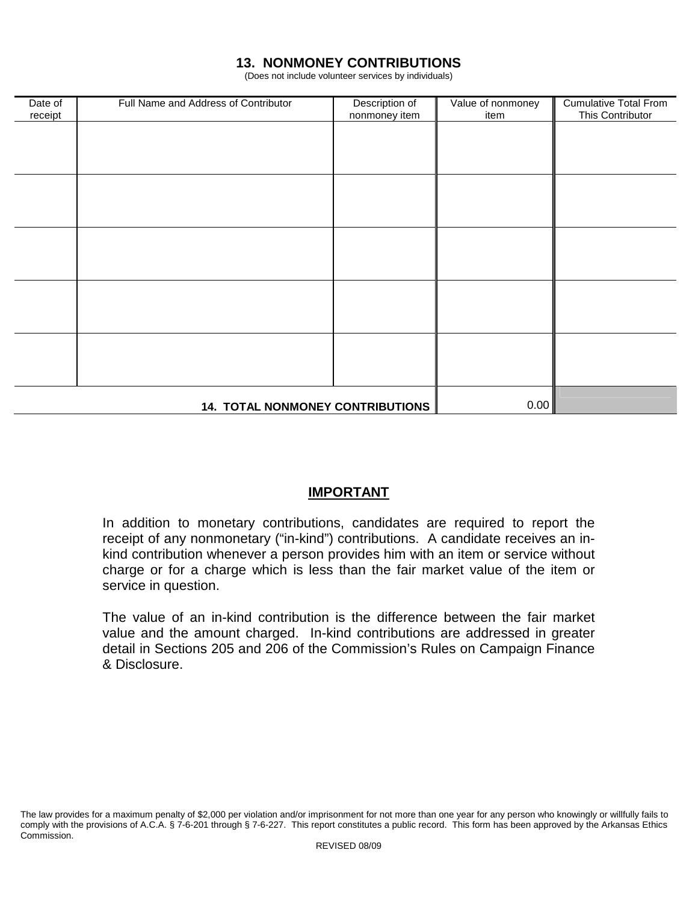## 13. NONMONEY CONTRIBUTIONS

(Does not include volunteer services by individuals)

| Date of receipt | Full Name and Address of Contributor | Description of nonmoney item | Value of nonmoney item | Cumulative Total From This Contributor |
|---|---|---|---|---|
| | | | | |
| | | | | |
| | | | | |
| | | | | |
| | | | | |
| | | **14. TOTAL NONMONEY CONTRIBUTIONS** | 0.00 | |

## IMPORTANT

In addition to monetary contributions, candidates are required to report the receipt of any nonmonetary ("in-kind") contributions. A candidate receives an in-kind contribution whenever a person provides him with an item or service without charge or for a charge which is less than the fair market value of the item or service in question.

The value of an in-kind contribution is the difference between the fair market value and the amount charged. In-kind contributions are addressed in greater detail in Sections 205 and 206 of the Commission's Rules on Campaign Finance & Disclosure.

The law provides for a maximum penalty of $2,000 per violation and/or imprisonment for not more than one year for any person who knowingly or willfully fails to comply with the provisions of A.C.A. § 7-6-201 through § 7-6-227. This report constitutes a public record. This form has been approved by the Arkansas Ethics Commission.

REVISED 08/09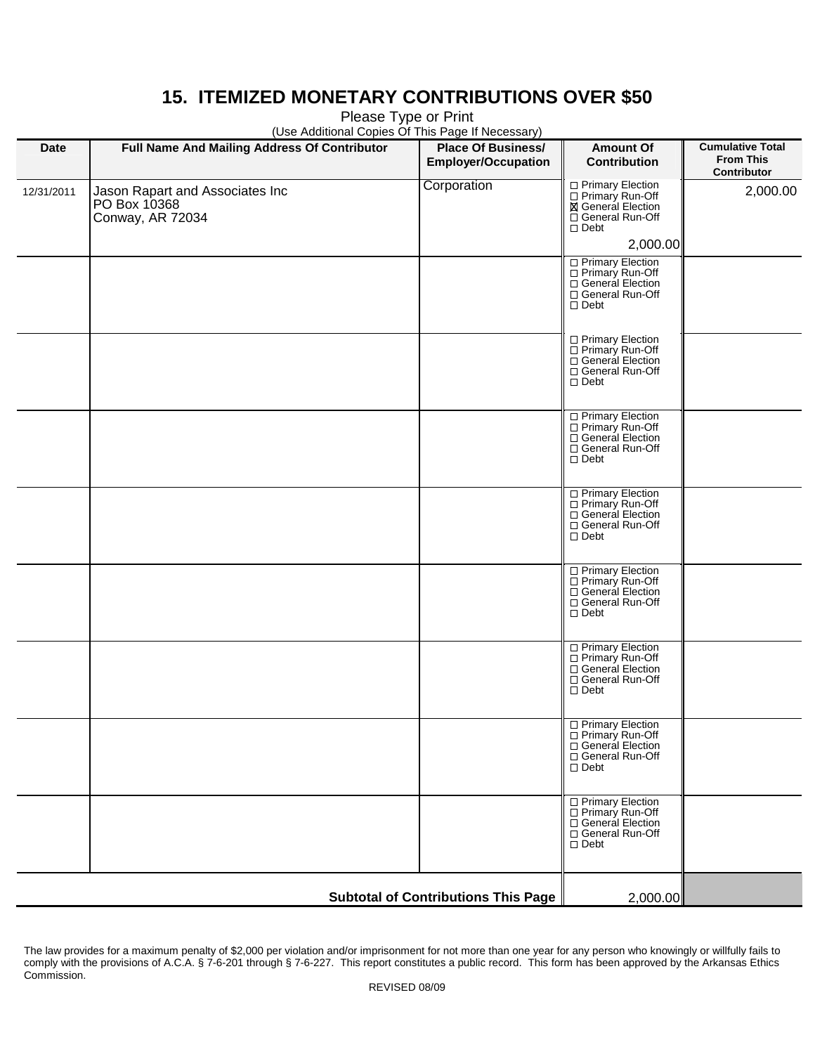# 15. ITEMIZED MONETARY CONTRIBUTIONS OVER $50

Please Type or Print

(Use Additional Copies Of This Page If Necessary)

| Date | Full Name And Mailing Address Of Contributor | Place Of Business/ Employer/Occupation | Amount Of Contribution | Cumulative Total From This Contributor |
|---|---|---|---|---|
| 12/31/2011 | Jason Rapart and Associates Inc<br>PO Box 10368<br>Conway, AR 72034 | Corporation | ☐ Primary Election<br>☐ Primary Run-Off<br>☒ General Election<br>☐ General Run-Off<br>☐ Debt<br>2,000.00 | 2,000.00 |
| | | | ☐ Primary Election<br>☐ Primary Run-Off<br>☐ General Election<br>☐ General Run-Off<br>☐ Debt | |
| | | | ☐ Primary Election<br>☐ Primary Run-Off<br>☐ General Election<br>☐ General Run-Off<br>☐ Debt | |
| | | | ☐ Primary Election<br>☐ Primary Run-Off<br>☐ General Election<br>☐ General Run-Off<br>☐ Debt | |
| | | | ☐ Primary Election<br>☐ Primary Run-Off<br>☐ General Election<br>☐ General Run-Off<br>☐ Debt | |
| | | | ☐ Primary Election<br>☐ Primary Run-Off<br>☐ General Election<br>☐ General Run-Off<br>☐ Debt | |
| | | | ☐ Primary Election<br>☐ Primary Run-Off<br>☐ General Election<br>☐ General Run-Off<br>☐ Debt | |
| | | | ☐ Primary Election<br>☐ Primary Run-Off<br>☐ General Election<br>☐ General Run-Off<br>☐ Debt | |
| | | | ☐ Primary Election<br>☐ Primary Run-Off<br>☐ General Election<br>☐ General Run-Off<br>☐ Debt | |
| | | **Subtotal of Contributions This Page** | 2,000.00 | |

The law provides for a maximum penalty of $2,000 per violation and/or imprisonment for not more than one year for any person who knowingly or willfully fails to comply with the provisions of A.C.A. § 7-6-201 through § 7-6-227. This report constitutes a public record. This form has been approved by the Arkansas Ethics Commission.

REVISED 08/09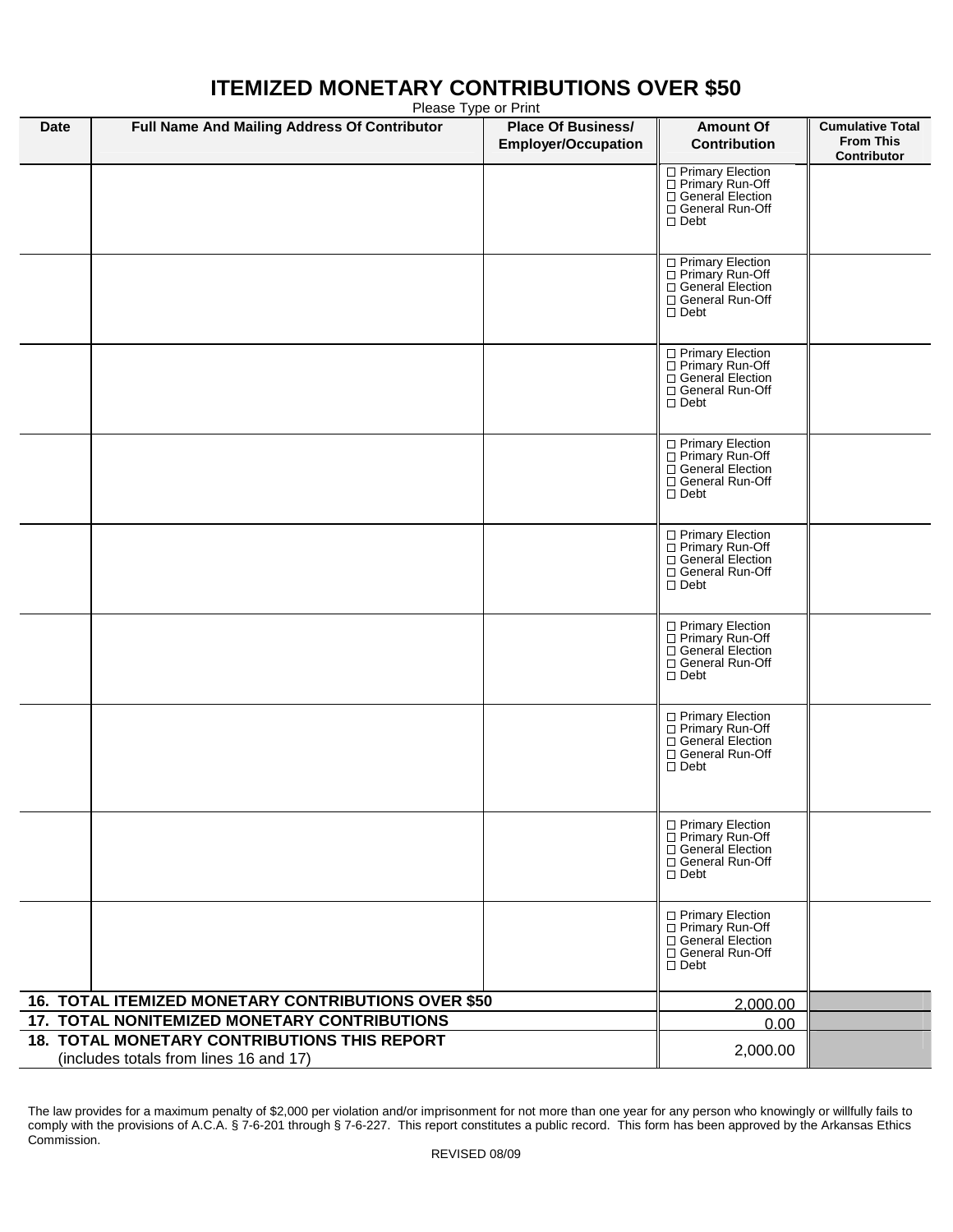# ITEMIZED MONETARY CONTRIBUTIONS OVER $50

Please Type or Print

| Date | Full Name And Mailing Address Of Contributor | Place Of Business/ Employer/Occupation | Amount Of Contribution | Cumulative Total From This Contributor |
|---|---|---|---|---|
| | | | ☐ Primary Election ☐ Primary Run-Off ☐ General Election ☐ General Run-Off ☐ Debt | |
| | | | ☐ Primary Election ☐ Primary Run-Off ☐ General Election ☐ General Run-Off ☐ Debt | |
| | | | ☐ Primary Election ☐ Primary Run-Off ☐ General Election ☐ General Run-Off ☐ Debt | |
| | | | ☐ Primary Election ☐ Primary Run-Off ☐ General Election ☐ General Run-Off ☐ Debt | |
| | | | ☐ Primary Election ☐ Primary Run-Off ☐ General Election ☐ General Run-Off ☐ Debt | |
| | | | ☐ Primary Election ☐ Primary Run-Off ☐ General Election ☐ General Run-Off ☐ Debt | |
| | | | ☐ Primary Election ☐ Primary Run-Off ☐ General Election ☐ General Run-Off ☐ Debt | |
| | | | ☐ Primary Election ☐ Primary Run-Off ☐ General Election ☐ General Run-Off ☐ Debt | |
| | | | ☐ Primary Election ☐ Primary Run-Off ☐ General Election ☐ General Run-Off ☐ Debt | |
| **16. TOTAL ITEMIZED MONETARY CONTRIBUTIONS OVER $50** | | | 2,000.00 | |
| **17. TOTAL NONITEMIZED MONETARY CONTRIBUTIONS** | | | 0.00 | |
| **18. TOTAL MONETARY CONTRIBUTIONS THIS REPORT** (includes totals from lines 16 and 17) | | | 2,000.00 | |

The law provides for a maximum penalty of $2,000 per violation and/or imprisonment for not more than one year for any person who knowingly or willfully fails to comply with the provisions of A.C.A. § 7-6-201 through § 7-6-227. This report constitutes a public record. This form has been approved by the Arkansas Ethics Commission.

REVISED 08/09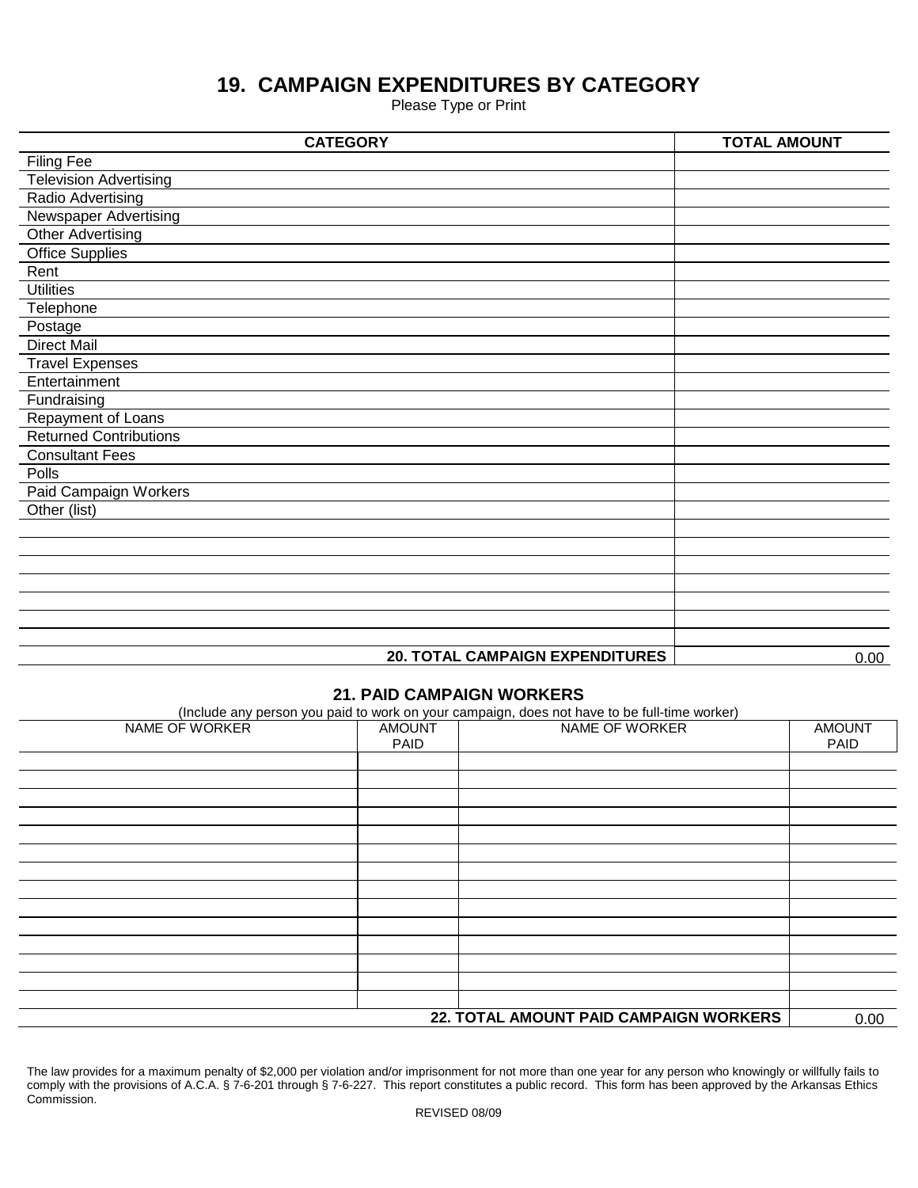# 19. CAMPAIGN EXPENDITURES BY CATEGORY

Please Type or Print

| CATEGORY | TOTAL AMOUNT |
|---|---|
| Filing Fee | |
| Television Advertising | |
| Radio Advertising | |
| Newspaper Advertising | |
| Other Advertising | |
| Office Supplies | |
| Rent | |
| Utilities | |
| Telephone | |
| Postage | |
| Direct Mail | |
| Travel Expenses | |
| Entertainment | |
| Fundraising | |
| Repayment of Loans | |
| Returned Contributions | |
| Consultant Fees | |
| Polls | |
| Paid Campaign Workers | |
| Other (list) | |
| | |
| | |
| | |
| | |
| | |
| | |
| | |
| **20. TOTAL CAMPAIGN EXPENDITURES** | 0.00 |

## 21. PAID CAMPAIGN WORKERS

(Include any person you paid to work on your campaign, does not have to be full-time worker)

| NAME OF WORKER | AMOUNT PAID | NAME OF WORKER | AMOUNT PAID |
|---|---|---|---|
| | | | |
| | | | |
| | | | |
| | | | |
| | | | |
| | | | |
| | | | |
| | | | |
| | | | |
| | | | |
| | | | |
| | | | |
| | | | |
| | | | |
| | | **22. TOTAL AMOUNT PAID CAMPAIGN WORKERS** | 0.00 |

The law provides for a maximum penalty of $2,000 per violation and/or imprisonment for not more than one year for any person who knowingly or willfully fails to comply with the provisions of A.C.A. § 7-6-201 through § 7-6-227. This report constitutes a public record. This form has been approved by the Arkansas Ethics Commission.

REVISED 08/09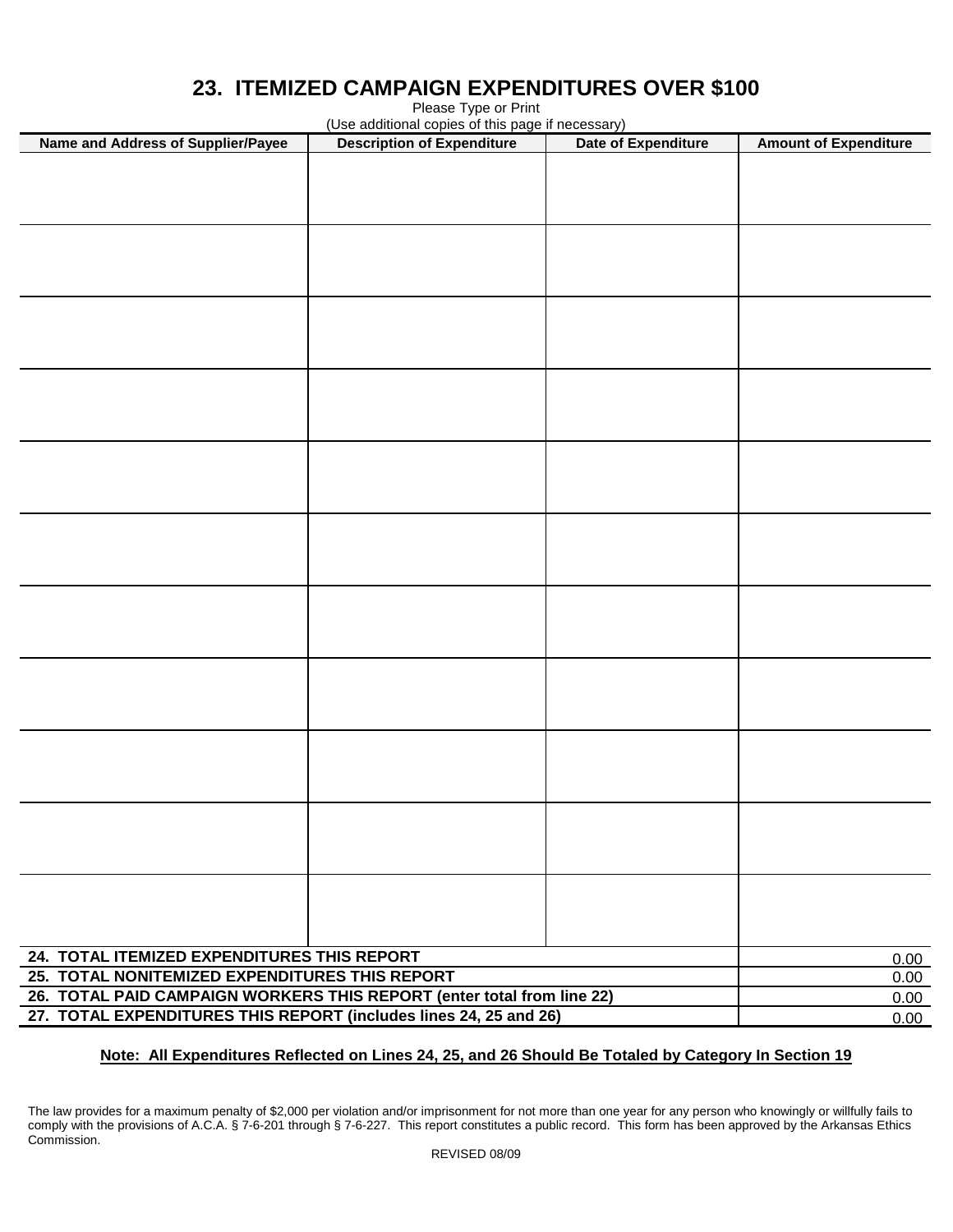# 23. ITEMIZED CAMPAIGN EXPENDITURES OVER $100

Please Type or Print
(Use additional copies of this page if necessary)

| Name and Address of Supplier/Payee | Description of Expenditure | Date of Expenditure | Amount of Expenditure |
|---|---|---|---|
| | | | |
| | | | |
| | | | |
| | | | |
| | | | |
| | | | |
| | | | |
| | | | |
| | | | |
| | | | |
| | | | |

| | |
|---|---|
| **24. TOTAL ITEMIZED EXPENDITURES THIS REPORT** | 0.00 |
| **25. TOTAL NONITEMIZED EXPENDITURES THIS REPORT** | 0.00 |
| **26. TOTAL PAID CAMPAIGN WORKERS THIS REPORT (enter total from line 22)** | 0.00 |
| **27. TOTAL EXPENDITURES THIS REPORT (includes lines 24, 25 and 26)** | 0.00 |

**Note: All Expenditures Reflected on Lines 24, 25, and 26 Should Be Totaled by Category In Section 19**

The law provides for a maximum penalty of $2,000 per violation and/or imprisonment for not more than one year for any person who knowingly or willfully fails to comply with the provisions of A.C.A. § 7-6-201 through § 7-6-227. This report constitutes a public record. This form has been approved by the Arkansas Ethics Commission.

REVISED 08/09